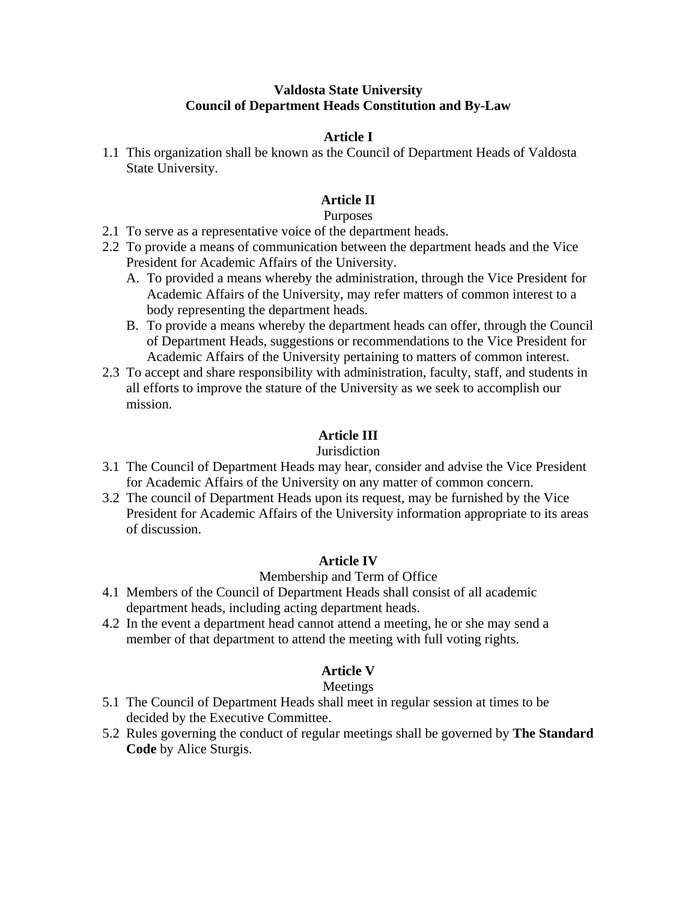# Valdosta State University
## Council of Department Heads Constitution and By-Law

### Article I

1.1 This organization shall be known as the Council of Department Heads of Valdosta State University.

### Article II

Purposes

2.1 To serve as a representative voice of the department heads.

2.2 To provide a means of communication between the department heads and the Vice President for Academic Affairs of the University.

   A. To provided a means whereby the administration, through the Vice President for Academic Affairs of the University, may refer matters of common interest to a body representing the department heads.

   B. To provide a means whereby the department heads can offer, through the Council of Department Heads, suggestions or recommendations to the Vice President for Academic Affairs of the University pertaining to matters of common interest.

2.3 To accept and share responsibility with administration, faculty, staff, and students in all efforts to improve the stature of the University as we seek to accomplish our mission.

### Article III

Jurisdiction

3.1 The Council of Department Heads may hear, consider and advise the Vice President for Academic Affairs of the University on any matter of common concern.

3.2 The council of Department Heads upon its request, may be furnished by the Vice President for Academic Affairs of the University information appropriate to its areas of discussion.

### Article IV

Membership and Term of Office

4.1 Members of the Council of Department Heads shall consist of all academic department heads, including acting department heads.

4.2 In the event a department head cannot attend a meeting, he or she may send a member of that department to attend the meeting with full voting rights.

### Article V

Meetings

5.1 The Council of Department Heads shall meet in regular session at times to be decided by the Executive Committee.

5.2 Rules governing the conduct of regular meetings shall be governed by **The Standard Code** by Alice Sturgis.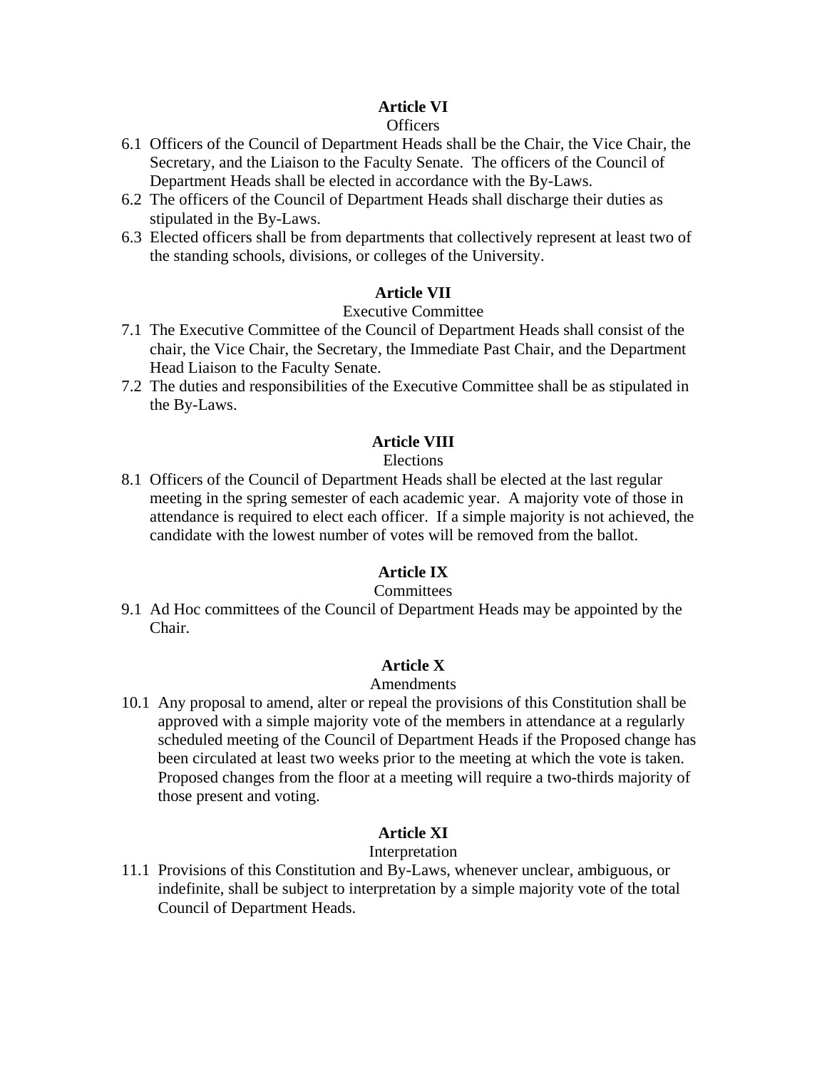## Article VI

Officers

6.1 Officers of the Council of Department Heads shall be the Chair, the Vice Chair, the Secretary, and the Liaison to the Faculty Senate. The officers of the Council of Department Heads shall be elected in accordance with the By-Laws.

6.2 The officers of the Council of Department Heads shall discharge their duties as stipulated in the By-Laws.

6.3 Elected officers shall be from departments that collectively represent at least two of the standing schools, divisions, or colleges of the University.

## Article VII

Executive Committee

7.1 The Executive Committee of the Council of Department Heads shall consist of the chair, the Vice Chair, the Secretary, the Immediate Past Chair, and the Department Head Liaison to the Faculty Senate.

7.2 The duties and responsibilities of the Executive Committee shall be as stipulated in the By-Laws.

## Article VIII

Elections

8.1 Officers of the Council of Department Heads shall be elected at the last regular meeting in the spring semester of each academic year. A majority vote of those in attendance is required to elect each officer. If a simple majority is not achieved, the candidate with the lowest number of votes will be removed from the ballot.

## Article IX

Committees

9.1 Ad Hoc committees of the Council of Department Heads may be appointed by the Chair.

## Article X

Amendments

10.1 Any proposal to amend, alter or repeal the provisions of this Constitution shall be approved with a simple majority vote of the members in attendance at a regularly scheduled meeting of the Council of Department Heads if the Proposed change has been circulated at least two weeks prior to the meeting at which the vote is taken. Proposed changes from the floor at a meeting will require a two-thirds majority of those present and voting.

## Article XI

Interpretation

11.1 Provisions of this Constitution and By-Laws, whenever unclear, ambiguous, or indefinite, shall be subject to interpretation by a simple majority vote of the total Council of Department Heads.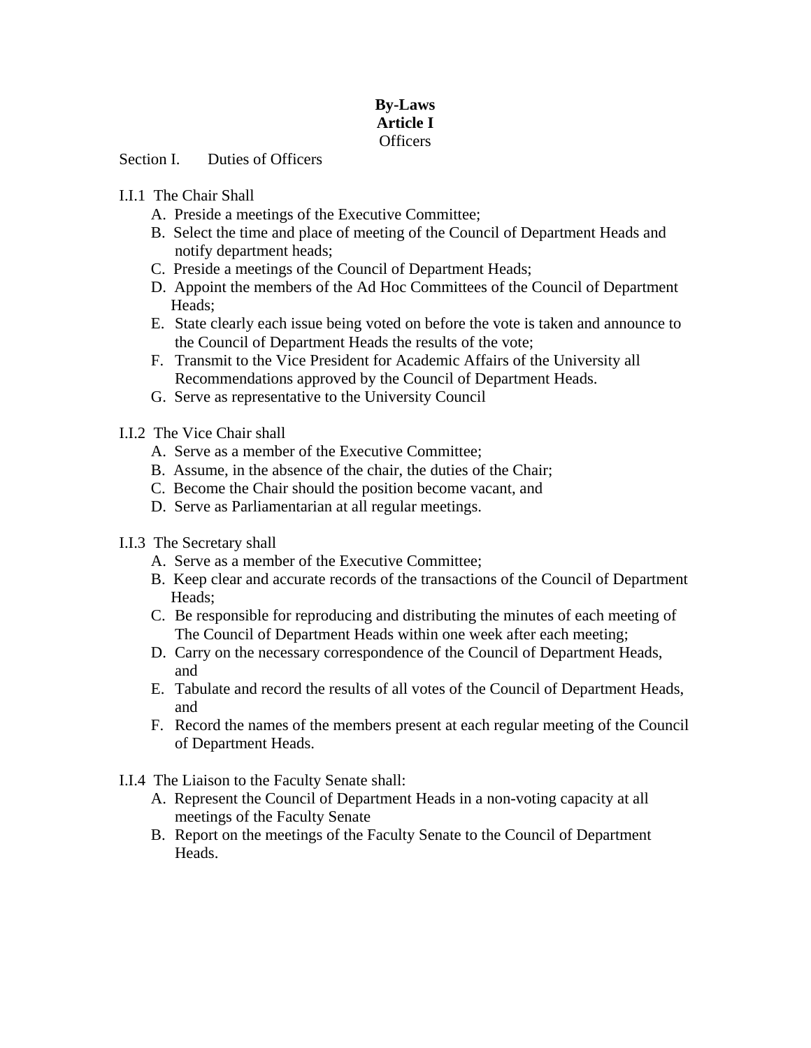**By-Laws**
**Article I**
Officers

Section I. Duties of Officers

I.I.1 The Chair Shall

A. Preside a meetings of the Executive Committee;
B. Select the time and place of meeting of the Council of Department Heads and notify department heads;
C. Preside a meetings of the Council of Department Heads;
D. Appoint the members of the Ad Hoc Committees of the Council of Department Heads;
E. State clearly each issue being voted on before the vote is taken and announce to the Council of Department Heads the results of the vote;
F. Transmit to the Vice President for Academic Affairs of the University all Recommendations approved by the Council of Department Heads.
G. Serve as representative to the University Council

I.I.2 The Vice Chair shall

A. Serve as a member of the Executive Committee;
B. Assume, in the absence of the chair, the duties of the Chair;
C. Become the Chair should the position become vacant, and
D. Serve as Parliamentarian at all regular meetings.

I.I.3 The Secretary shall

A. Serve as a member of the Executive Committee;
B. Keep clear and accurate records of the transactions of the Council of Department Heads;
C. Be responsible for reproducing and distributing the minutes of each meeting of The Council of Department Heads within one week after each meeting;
D. Carry on the necessary correspondence of the Council of Department Heads, and
E. Tabulate and record the results of all votes of the Council of Department Heads, and
F. Record the names of the members present at each regular meeting of the Council of Department Heads.

I.I.4 The Liaison to the Faculty Senate shall:

A. Represent the Council of Department Heads in a non-voting capacity at all meetings of the Faculty Senate
B. Report on the meetings of the Faculty Senate to the Council of Department Heads.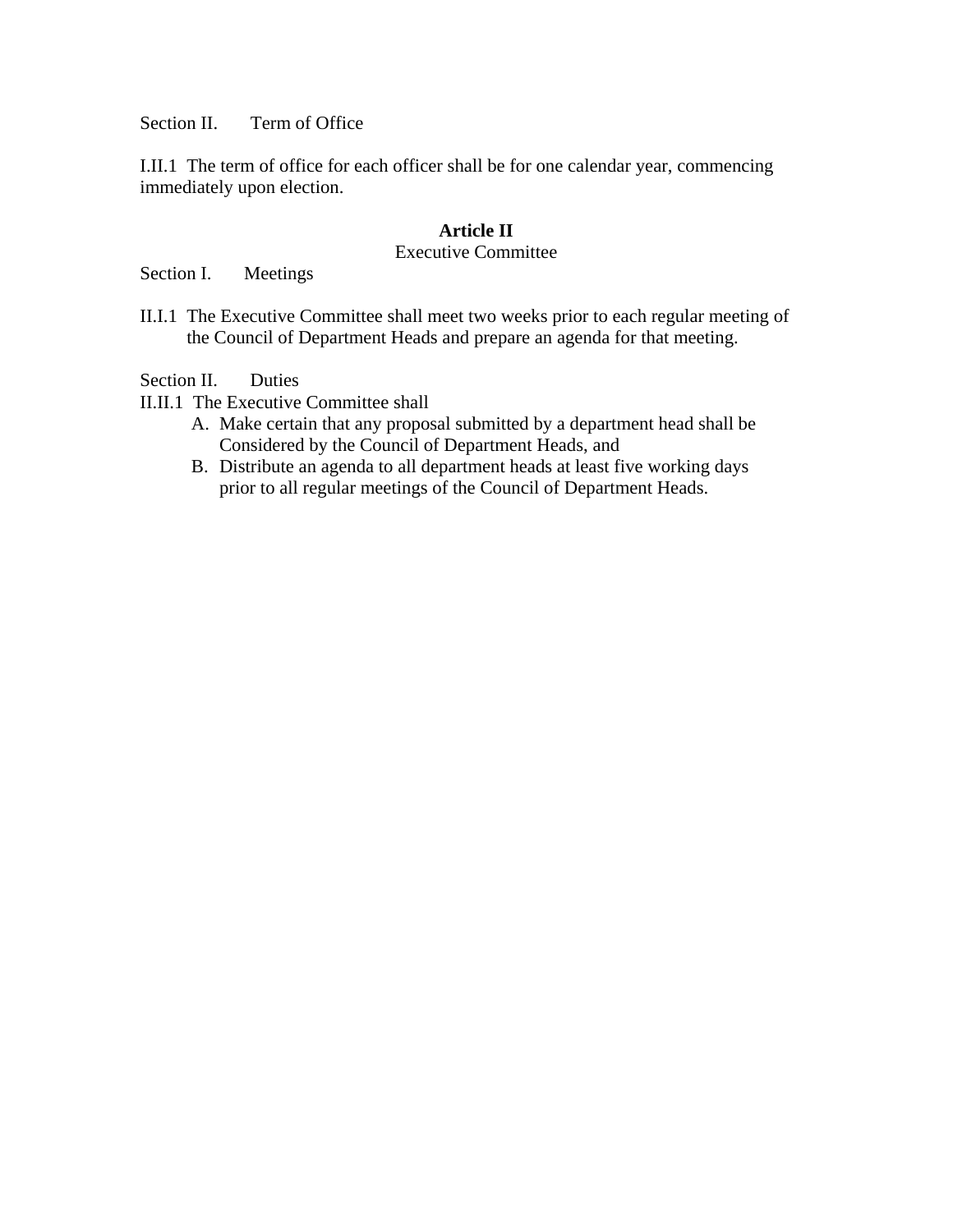Section II. Term of Office

I.II.1 The term of office for each officer shall be for one calendar year, commencing immediately upon election.

## Article II

Executive Committee

Section I. Meetings

II.I.1 The Executive Committee shall meet two weeks prior to each regular meeting of the Council of Department Heads and prepare an agenda for that meeting.

Section II. Duties

II.II.1 The Executive Committee shall

A. Make certain that any proposal submitted by a department head shall be Considered by the Council of Department Heads, and
B. Distribute an agenda to all department heads at least five working days prior to all regular meetings of the Council of Department Heads.